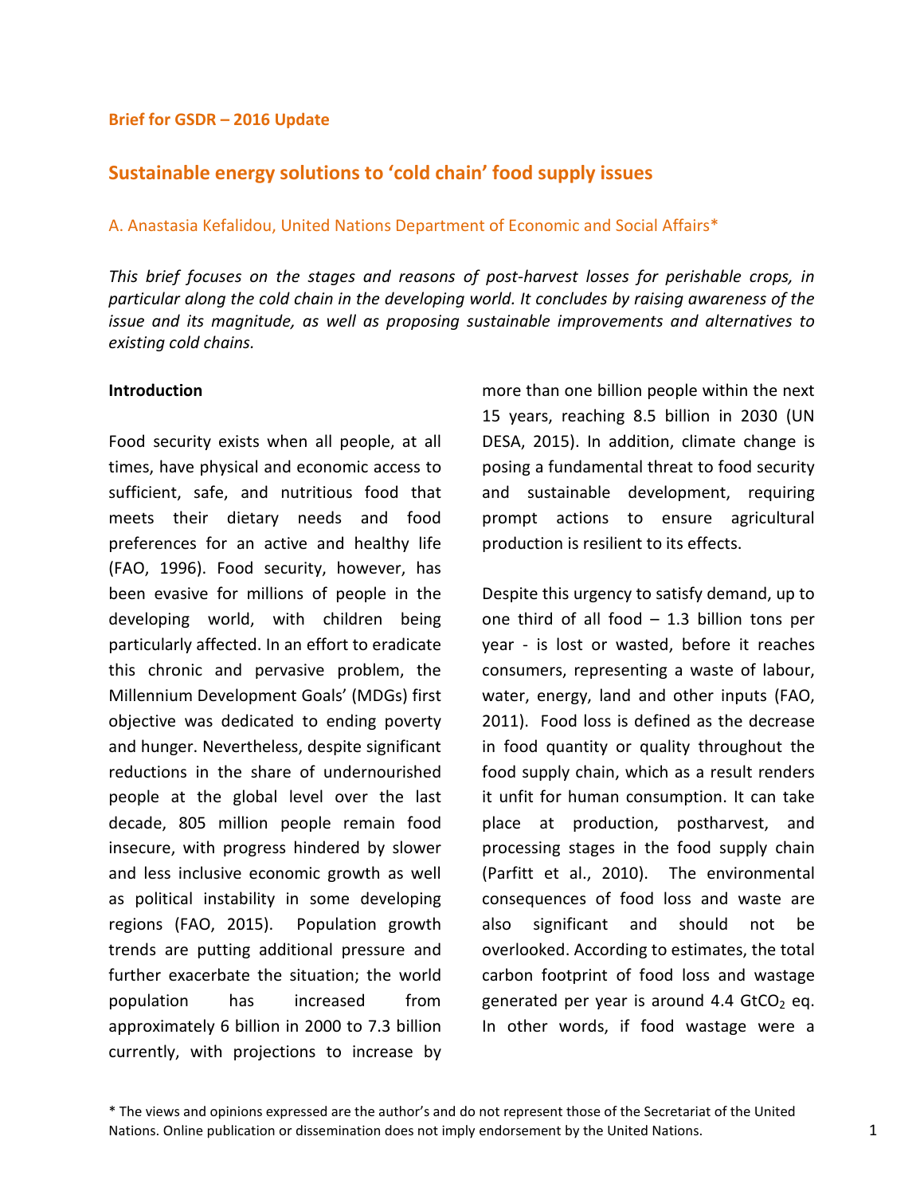**Brief for GSDR – 2016 Update**

# Sustainable energy solutions to 'cold chain' food supply issues

A. Anastasia Kefalidou, United Nations Department of Economic and Social Affairs*

*This brief focuses on the stages and reasons of post-harvest losses for perishable crops, in particular along the cold chain in the developing world. It concludes by raising awareness of the issue and its magnitude, as well as proposing sustainable improvements and alternatives to existing cold chains.*

## Introduction

Food security exists when all people, at all times, have physical and economic access to sufficient, safe, and nutritious food that meets their dietary needs and food preferences for an active and healthy life (FAO, 1996). Food security, however, has been evasive for millions of people in the developing world, with children being particularly affected. In an effort to eradicate this chronic and pervasive problem, the Millennium Development Goals' (MDGs) first objective was dedicated to ending poverty and hunger. Nevertheless, despite significant reductions in the share of undernourished people at the global level over the last decade, 805 million people remain food insecure, with progress hindered by slower and less inclusive economic growth as well as political instability in some developing regions (FAO, 2015). Population growth trends are putting additional pressure and further exacerbate the situation; the world population has increased from approximately 6 billion in 2000 to 7.3 billion currently, with projections to increase by more than one billion people within the next 15 years, reaching 8.5 billion in 2030 (UN DESA, 2015). In addition, climate change is posing a fundamental threat to food security and sustainable development, requiring prompt actions to ensure agricultural production is resilient to its effects.

Despite this urgency to satisfy demand, up to one third of all food – 1.3 billion tons per year - is lost or wasted, before it reaches consumers, representing a waste of labour, water, energy, land and other inputs (FAO, 2011). Food loss is defined as the decrease in food quantity or quality throughout the food supply chain, which as a result renders it unfit for human consumption. It can take place at production, postharvest, and processing stages in the food supply chain (Parfitt et al., 2010). The environmental consequences of food loss and waste are also significant and should not be overlooked. According to estimates, the total carbon footprint of food loss and wastage generated per year is around 4.4 $GtCO_2$ eq. In other words, if food wastage were a

\* The views and opinions expressed are the author's and do not represent those of the Secretariat of the United Nations. Online publication or dissemination does not imply endorsement by the United Nations.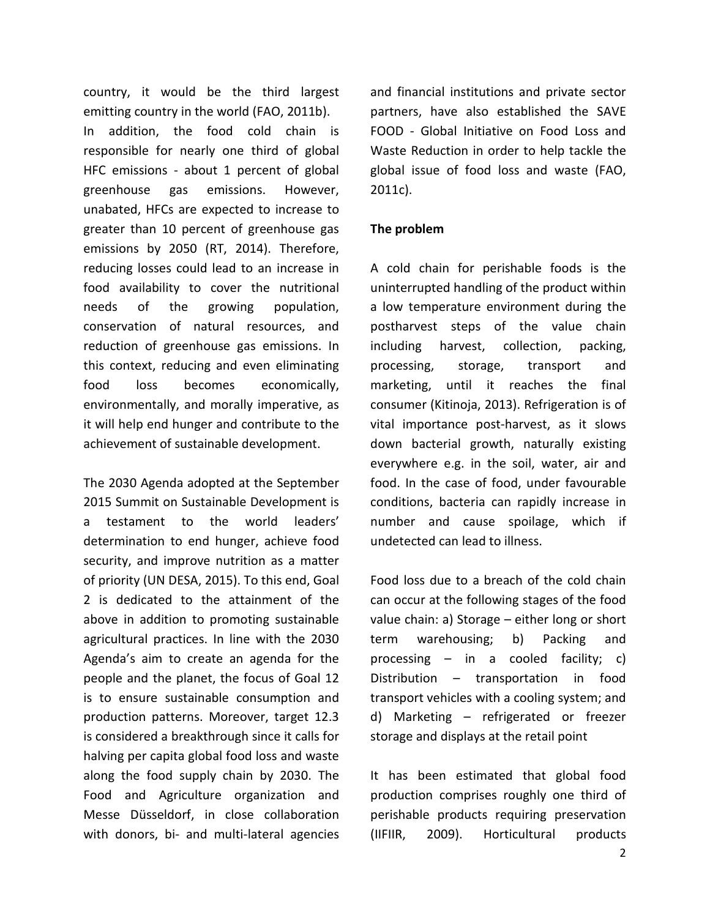country, it would be the third largest emitting country in the world (FAO, 2011b).
In addition, the food cold chain is responsible for nearly one third of global HFC emissions - about 1 percent of global greenhouse gas emissions. However, unabated, HFCs are expected to increase to greater than 10 percent of greenhouse gas emissions by 2050 (RT, 2014). Therefore, reducing losses could lead to an increase in food availability to cover the nutritional needs of the growing population, conservation of natural resources, and reduction of greenhouse gas emissions. In this context, reducing and even eliminating food loss becomes economically, environmentally, and morally imperative, as it will help end hunger and contribute to the achievement of sustainable development.

The 2030 Agenda adopted at the September 2015 Summit on Sustainable Development is a testament to the world leaders' determination to end hunger, achieve food security, and improve nutrition as a matter of priority (UN DESA, 2015). To this end, Goal 2 is dedicated to the attainment of the above in addition to promoting sustainable agricultural practices. In line with the 2030 Agenda's aim to create an agenda for the people and the planet, the focus of Goal 12 is to ensure sustainable consumption and production patterns. Moreover, target 12.3 is considered a breakthrough since it calls for halving per capita global food loss and waste along the food supply chain by 2030. The Food and Agriculture organization and Messe Düsseldorf, in close collaboration with donors, bi- and multi-lateral agencies and financial institutions and private sector partners, have also established the SAVE FOOD - Global Initiative on Food Loss and Waste Reduction in order to help tackle the global issue of food loss and waste (FAO, 2011c).

**The problem**

A cold chain for perishable foods is the uninterrupted handling of the product within a low temperature environment during the postharvest steps of the value chain including harvest, collection, packing, processing, storage, transport and marketing, until it reaches the final consumer (Kitinoja, 2013). Refrigeration is of vital importance post-harvest, as it slows down bacterial growth, naturally existing everywhere e.g. in the soil, water, air and food. In the case of food, under favourable conditions, bacteria can rapidly increase in number and cause spoilage, which if undetected can lead to illness.

Food loss due to a breach of the cold chain can occur at the following stages of the food value chain: a) Storage – either long or short term warehousing; b) Packing and processing – in a cooled facility; c) Distribution – transportation in food transport vehicles with a cooling system; and d) Marketing – refrigerated or freezer storage and displays at the retail point

It has been estimated that global food production comprises roughly one third of perishable products requiring preservation (IIFIIR, 2009). Horticultural products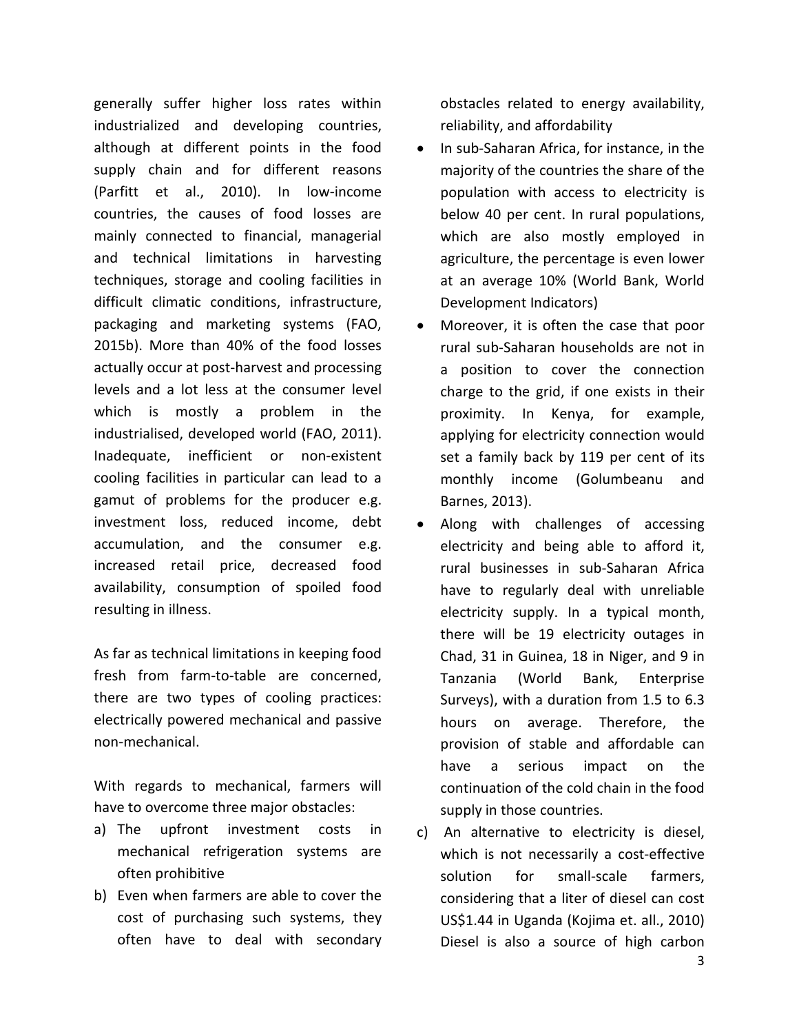generally suffer higher loss rates within industrialized and developing countries, although at different points in the food supply chain and for different reasons (Parfitt et al., 2010). In low-income countries, the causes of food losses are mainly connected to financial, managerial and technical limitations in harvesting techniques, storage and cooling facilities in difficult climatic conditions, infrastructure, packaging and marketing systems (FAO, 2015b). More than 40% of the food losses actually occur at post-harvest and processing levels and a lot less at the consumer level which is mostly a problem in the industrialised, developed world (FAO, 2011). Inadequate, inefficient or non-existent cooling facilities in particular can lead to a gamut of problems for the producer e.g. investment loss, reduced income, debt accumulation, and the consumer e.g. increased retail price, decreased food availability, consumption of spoiled food resulting in illness.

As far as technical limitations in keeping food fresh from farm-to-table are concerned, there are two types of cooling practices: electrically powered mechanical and passive non-mechanical.

With regards to mechanical, farmers will have to overcome three major obstacles:

a) The upfront investment costs in mechanical refrigeration systems are often prohibitive
b) Even when farmers are able to cover the cost of purchasing such systems, they often have to deal with secondary obstacles related to energy availability, reliability, and affordability
    - In sub-Saharan Africa, for instance, in the majority of the countries the share of the population with access to electricity is below 40 per cent. In rural populations, which are also mostly employed in agriculture, the percentage is even lower at an average 10% (World Bank, World Development Indicators)
    - Moreover, it is often the case that poor rural sub-Saharan households are not in a position to cover the connection charge to the grid, if one exists in their proximity. In Kenya, for example, applying for electricity connection would set a family back by 119 per cent of its monthly income (Golumbeanu and Barnes, 2013).
    - Along with challenges of accessing electricity and being able to afford it, rural businesses in sub-Saharan Africa have to regularly deal with unreliable electricity supply. In a typical month, there will be 19 electricity outages in Chad, 31 in Guinea, 18 in Niger, and 9 in Tanzania (World Bank, Enterprise Surveys), with a duration from 1.5 to 6.3 hours on average. Therefore, the provision of stable and affordable can have a serious impact on the continuation of the cold chain in the food supply in those countries.
c) An alternative to electricity is diesel, which is not necessarily a cost-effective solution for small-scale farmers, considering that a liter of diesel can cost US$1.44 in Uganda (Kojima et. all., 2010) Diesel is also a source of high carbon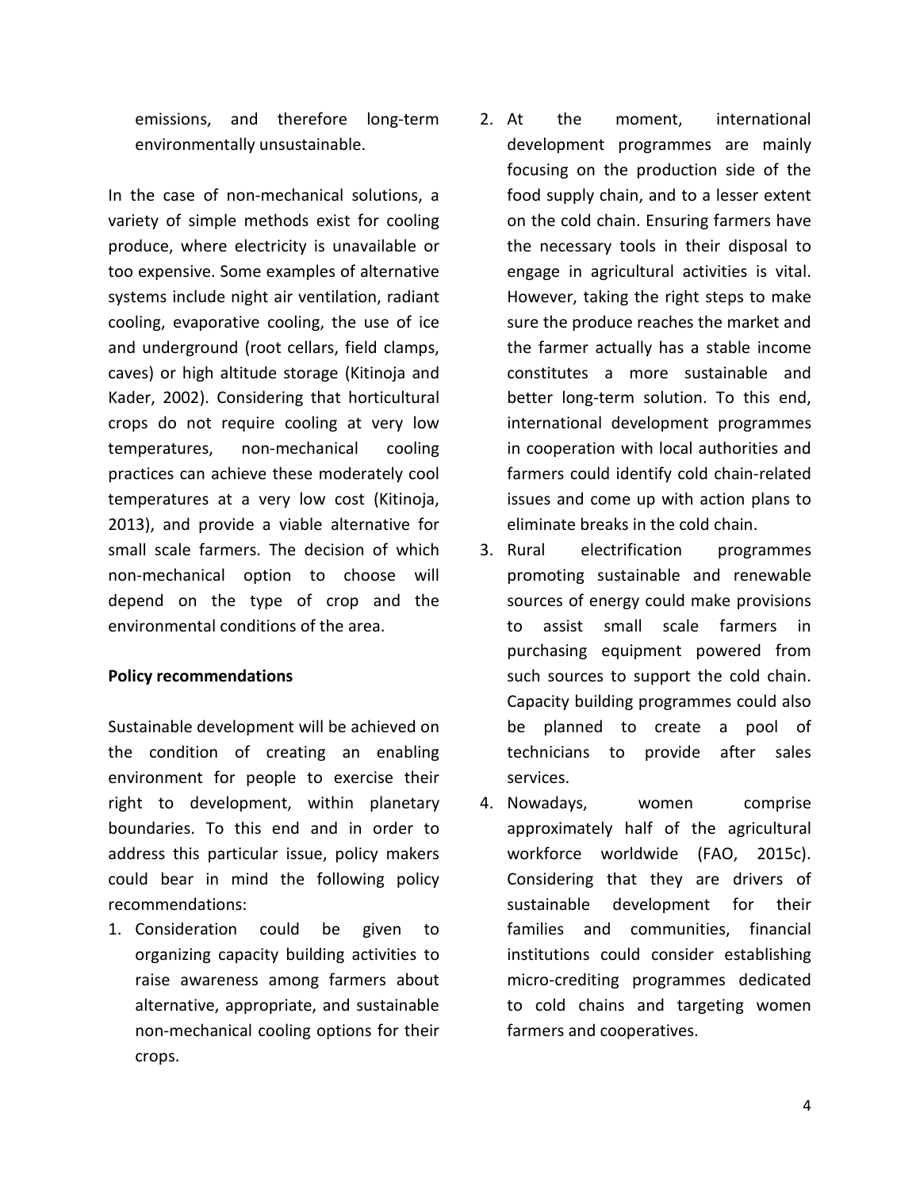emissions, and therefore long-term environmentally unsustainable.

In the case of non-mechanical solutions, a variety of simple methods exist for cooling produce, where electricity is unavailable or too expensive. Some examples of alternative systems include night air ventilation, radiant cooling, evaporative cooling, the use of ice and underground (root cellars, field clamps, caves) or high altitude storage (Kitinoja and Kader, 2002). Considering that horticultural crops do not require cooling at very low temperatures, non-mechanical cooling practices can achieve these moderately cool temperatures at a very low cost (Kitinoja, 2013), and provide a viable alternative for small scale farmers. The decision of which non-mechanical option to choose will depend on the type of crop and the environmental conditions of the area.

**Policy recommendations**

Sustainable development will be achieved on the condition of creating an enabling environment for people to exercise their right to development, within planetary boundaries. To this end and in order to address this particular issue, policy makers could bear in mind the following policy recommendations:

1. Consideration could be given to organizing capacity building activities to raise awareness among farmers about alternative, appropriate, and sustainable non-mechanical cooling options for their crops.
2. At the moment, international development programmes are mainly focusing on the production side of the food supply chain, and to a lesser extent on the cold chain. Ensuring farmers have the necessary tools in their disposal to engage in agricultural activities is vital. However, taking the right steps to make sure the produce reaches the market and the farmer actually has a stable income constitutes a more sustainable and better long-term solution. To this end, international development programmes in cooperation with local authorities and farmers could identify cold chain-related issues and come up with action plans to eliminate breaks in the cold chain.
3. Rural electrification programmes promoting sustainable and renewable sources of energy could make provisions to assist small scale farmers in purchasing equipment powered from such sources to support the cold chain. Capacity building programmes could also be planned to create a pool of technicians to provide after sales services.
4. Nowadays, women comprise approximately half of the agricultural workforce worldwide (FAO, 2015c). Considering that they are drivers of sustainable development for their families and communities, financial institutions could consider establishing micro-crediting programmes dedicated to cold chains and targeting women farmers and cooperatives.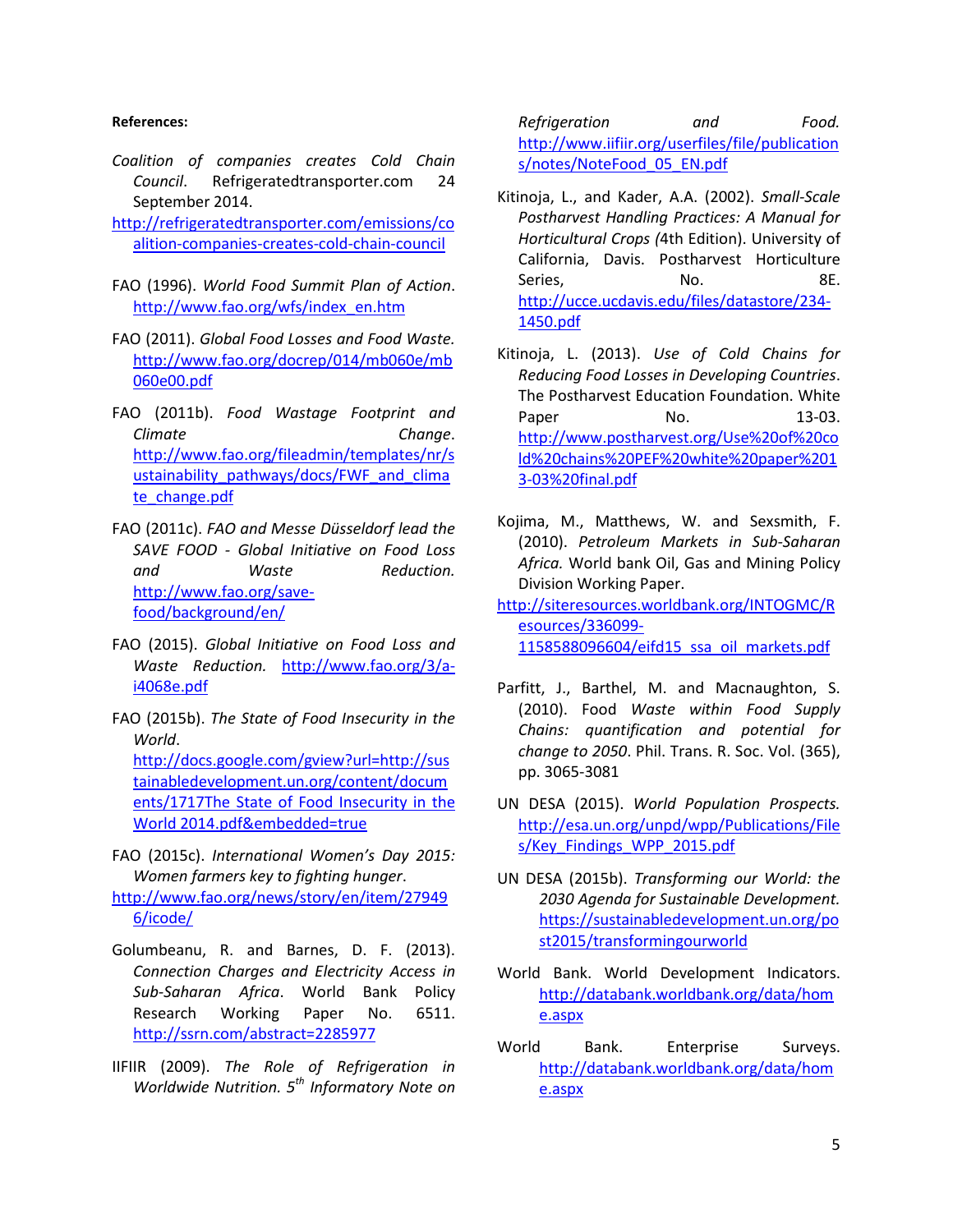**References:**

*Coalition of companies creates Cold Chain Council*. Refrigeratedtransporter.com 24 September 2014. http://refrigeratedtransporter.com/emissions/coalition-companies-creates-cold-chain-council

FAO (1996). *World Food Summit Plan of Action*. http://www.fao.org/wfs/index_en.htm

FAO (2011). *Global Food Losses and Food Waste.* http://www.fao.org/docrep/014/mb060e/mb060e00.pdf

FAO (2011b). *Food Wastage Footprint and Climate Change*. http://www.fao.org/fileadmin/templates/nr/sustainability_pathways/docs/FWF_and_climate_change.pdf

FAO (2011c). *FAO and Messe Düsseldorf lead the SAVE FOOD - Global Initiative on Food Loss and Waste Reduction.* http://www.fao.org/save-food/background/en/

FAO (2015). *Global Initiative on Food Loss and Waste Reduction.* http://www.fao.org/3/a-i4068e.pdf

FAO (2015b). *The State of Food Insecurity in the World*. http://docs.google.com/gview?url=http://sustainabledevelopment.un.org/content/documents/1717The State of Food Insecurity in the World 2014.pdf&embedded=true

FAO (2015c). *International Women's Day 2015: Women farmers key to fighting hunger*. http://www.fao.org/news/story/en/item/279496/icode/

Golumbeanu, R. and Barnes, D. F. (2013). *Connection Charges and Electricity Access in Sub-Saharan Africa*. World Bank Policy Research Working Paper No. 6511. http://ssrn.com/abstract=2285977

IIFIIR (2009). *The Role of Refrigeration in Worldwide Nutrition. 5th Informatory Note on Refrigeration and Food.* http://www.iifiir.org/userfiles/file/publications/notes/NoteFood_05_EN.pdf

Kitinoja, L., and Kader, A.A. (2002). *Small-Scale Postharvest Handling Practices: A Manual for Horticultural Crops (*4th Edition). University of California, Davis. Postharvest Horticulture Series, No. 8E. http://ucce.ucdavis.edu/files/datastore/234-1450.pdf

Kitinoja, L. (2013). *Use of Cold Chains for Reducing Food Losses in Developing Countries*. The Postharvest Education Foundation. White Paper No. 13-03. http://www.postharvest.org/Use%20of%20cold%20chains%20PEF%20white%20paper%2013-03%20final.pdf

Kojima, M., Matthews, W. and Sexsmith, F. (2010). *Petroleum Markets in Sub-Saharan Africa.* World bank Oil, Gas and Mining Policy Division Working Paper. http://siteresources.worldbank.org/INTOGMC/Resources/336099-1158588096604/eifd15_ssa_oil_markets.pdf

Parfitt, J., Barthel, M. and Macnaughton, S. (2010). Food *Waste within Food Supply Chains: quantification and potential for change to 2050*. Phil. Trans. R. Soc. Vol. (365), pp. 3065-3081

UN DESA (2015). *World Population Prospects.* http://esa.un.org/unpd/wpp/Publications/Files/Key_Findings_WPP_2015.pdf

UN DESA (2015b). *Transforming our World: the 2030 Agenda for Sustainable Development.* https://sustainabledevelopment.un.org/post2015/transformingourworld

World Bank. World Development Indicators. http://databank.worldbank.org/data/home.aspx

World Bank. Enterprise Surveys. http://databank.worldbank.org/data/home.aspx